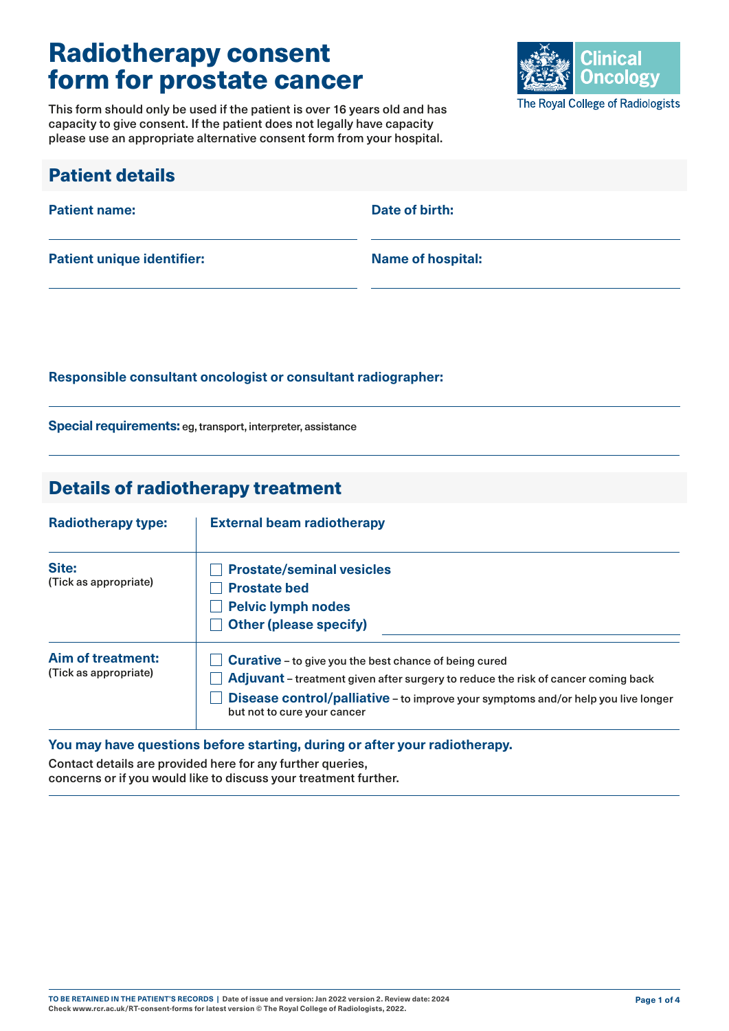# Radiotherapy consent form for prostate cancer

This form should only be used if the patient is over 16 years old and has capacity to give consent. If the patient does not legally have capacity please use an appropriate alternative consent form from your hospital.

Clinical Oncology
The Royal College of Radiologists

## Patient details

**Patient name:**

**Date of birth:**

**Patient unique identifier:**

**Name of hospital:**

**Responsible consultant oncologist or consultant radiographer:**

**Special requirements:** eg, transport, interpreter, assistance

## Details of radiotherapy treatment

| **Radiotherapy type:** | **External beam radiotherapy** |
|---|---|
| **Site:** (Tick as appropriate) | ☐ **Prostate/seminal vesicles**<br>☐ **Prostate bed**<br>☐ **Pelvic lymph nodes**<br>☐ **Other (please specify)** |
| **Aim of treatment:** (Tick as appropriate) | ☐ **Curative** – to give you the best chance of being cured<br>☐ **Adjuvant** – treatment given after surgery to reduce the risk of cancer coming back<br>☐ **Disease control/palliative** – to improve your symptoms and/or help you live longer but not to cure your cancer |

**You may have questions before starting, during or after your radiotherapy.**

Contact details are provided here for any further queries, concerns or if you would like to discuss your treatment further.

TO BE RETAINED IN THE PATIENT'S RECORDS | Date of issue and version: Jan 2022 version 2. Review date: 2024
Check www.rcr.ac.uk/RT-consent-forms for latest version © The Royal College of Radiologists, 2022.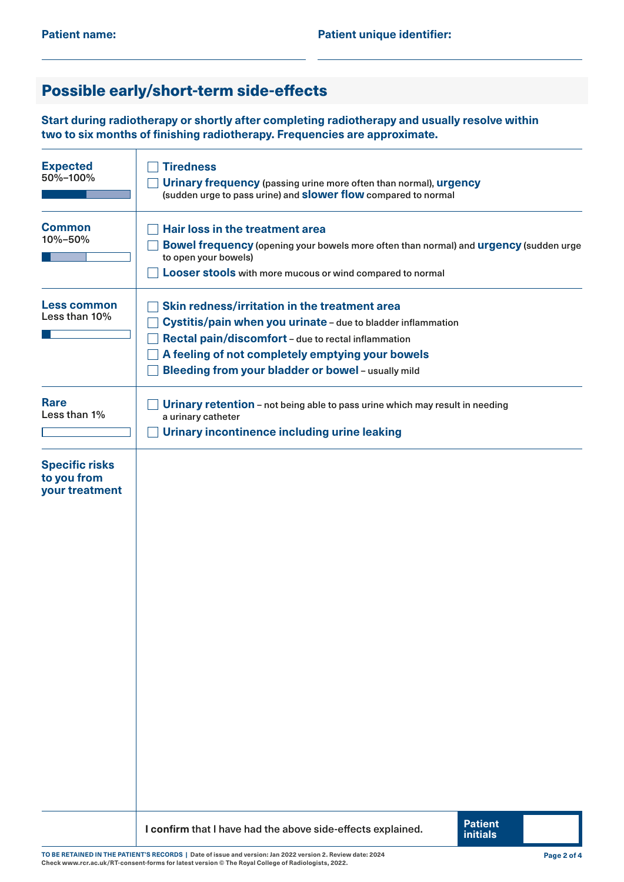**Patient name:** ______________________ **Patient unique identifier:** ______________________

## Possible early/short-term side-effects

**Start during radiotherapy or shortly after completing radiotherapy and usually resolve within two to six months of finishing radiotherapy. Frequencies are approximate.**

| Frequency | Side-effects |
|---|---|
| **Expected** 50%–100% | ☐ **Tiredness**<br>☐ **Urinary frequency** (passing urine more often than normal), **urgency** (sudden urge to pass urine) and **slower flow** compared to normal |
| **Common** 10%–50% | ☐ **Hair loss in the treatment area**<br>☐ **Bowel frequency** (opening your bowels more often than normal) and **urgency** (sudden urge to open your bowels)<br>☐ **Looser stools** with more mucous or wind compared to normal |
| **Less common** Less than 10% | ☐ **Skin redness/irritation in the treatment area**<br>☐ **Cystitis/pain when you urinate** – due to bladder inflammation<br>☐ **Rectal pain/discomfort** – due to rectal inflammation<br>☐ **A feeling of not completely emptying your bowels**<br>☐ **Bleeding from your bladder or bowel** – usually mild |
| **Rare** Less than 1% | ☐ **Urinary retention** – not being able to pass urine which may result in needing a urinary catheter<br>☐ **Urinary incontinence including urine leaking** |
| **Specific risks to you from your treatment** | |

**I confirm** that I have had the above side-effects explained. **Patient initials** ______

**TO BE RETAINED IN THE PATIENT'S RECORDS** | Date of issue and version: Jan 2022 version 2. Review date: 2024
Check www.rcr.ac.uk/RT-consent-forms for latest version © The Royal College of Radiologists, 2022.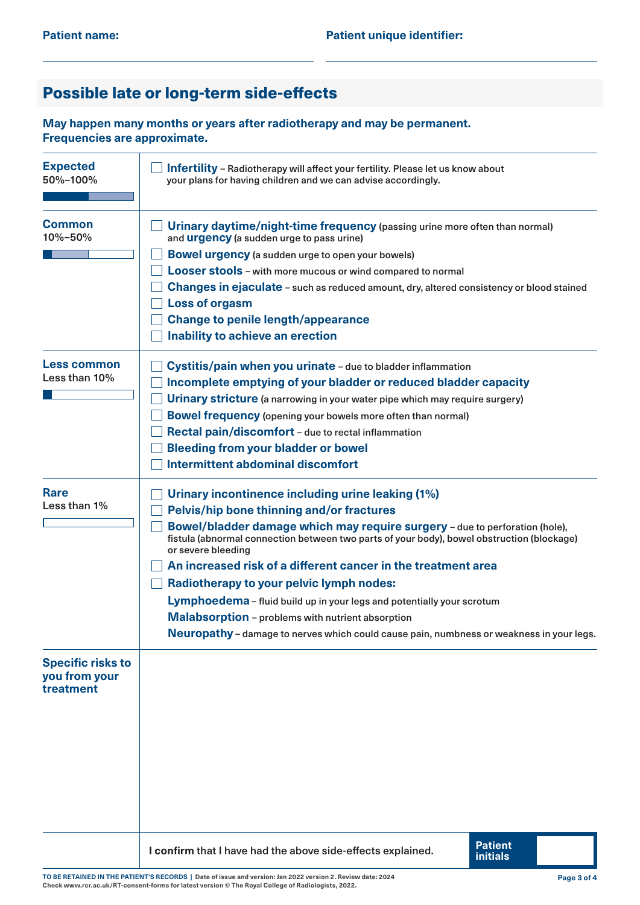**Patient name:** \_\_\_\_\_\_\_\_\_\_\_\_\_\_\_\_\_\_\_\_ **Patient unique identifier:** \_\_\_\_\_\_\_\_\_\_\_\_\_\_\_\_\_\_\_\_

## Possible late or long-term side-effects

**May happen many months or years after radiotherapy and may be permanent. Frequencies are approximate.**

| | |
|---|---|
| **Expected** 50%–100% | ☐ **Infertility** – Radiotherapy will affect your fertility. Please let us know about your plans for having children and we can advise accordingly. |
| **Common** 10%–50% | ☐ **Urinary daytime/night-time frequency** (passing urine more often than normal) and **urgency** (a sudden urge to pass urine)<br>☐ **Bowel urgency** (a sudden urge to open your bowels)<br>☐ **Looser stools** – with more mucous or wind compared to normal<br>☐ **Changes in ejaculate** – such as reduced amount, dry, altered consistency or blood stained<br>☐ **Loss of orgasm**<br>☐ **Change to penile length/appearance**<br>☐ **Inability to achieve an erection** |
| **Less common** Less than 10% | ☐ **Cystitis/pain when you urinate** – due to bladder inflammation<br>☐ **Incomplete emptying of your bladder or reduced bladder capacity**<br>☐ **Urinary stricture** (a narrowing in your water pipe which may require surgery)<br>☐ **Bowel frequency** (opening your bowels more often than normal)<br>☐ **Rectal pain/discomfort** – due to rectal inflammation<br>☐ **Bleeding from your bladder or bowel**<br>☐ **Intermittent abdominal discomfort** |
| **Rare** Less than 1% | ☐ **Urinary incontinence including urine leaking (1%)**<br>☐ **Pelvis/hip bone thinning and/or fractures**<br>☐ **Bowel/bladder damage which may require surgery** – due to perforation (hole), fistula (abnormal connection between two parts of your body), bowel obstruction (blockage) or severe bleeding<br>☐ **An increased risk of a different cancer in the treatment area**<br>☐ **Radiotherapy to your pelvic lymph nodes:**<br>**Lymphoedema** – fluid build up in your legs and potentially your scrotum<br>**Malabsorption** – problems with nutrient absorption<br>**Neuropathy** – damage to nerves which could cause pain, numbness or weakness in your legs. |
| **Specific risks to you from your treatment** | |
| | **I confirm** that I have had the above side-effects explained. **Patient initials** \_\_\_\_\_\_ |

**TO BE RETAINED IN THE PATIENT'S RECORDS** | Date of issue and version: Jan 2022 version 2. Review date: 2024
Check www.rcr.ac.uk/RT-consent-forms for latest version © The Royal College of Radiologists, 2022.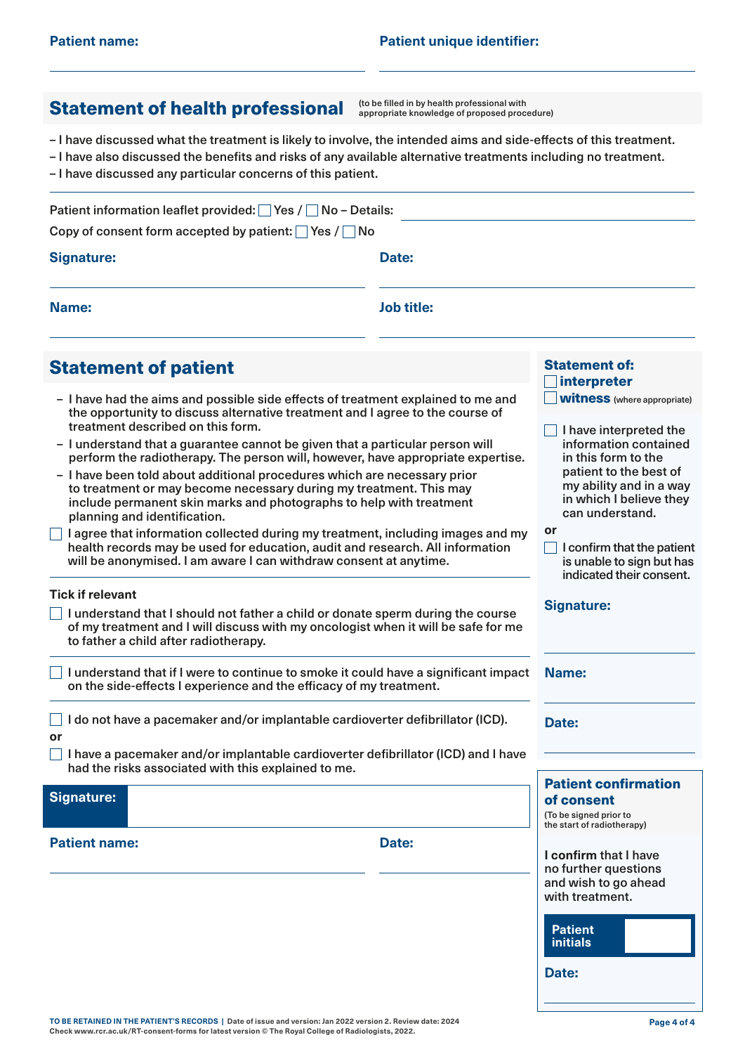**Patient name:** **Patient unique identifier:**

## Statement of health professional

(to be filled in by health professional with appropriate knowledge of proposed procedure)

– I have discussed what the treatment is likely to involve, the intended aims and side-effects of this treatment.
– I have also discussed the benefits and risks of any available alternative treatments including no treatment.
– I have discussed any particular concerns of this patient.

Patient information leaflet provided: ☐ Yes / ☐ No – Details:

Copy of consent form accepted by patient: ☐ Yes / ☐ No

**Signature:** **Date:**

**Name:** **Job title:**

## Statement of patient

– I have had the aims and possible side effects of treatment explained to me and the opportunity to discuss alternative treatment and I agree to the course of treatment described on this form.
– I understand that a guarantee cannot be given that a particular person will perform the radiotherapy. The person will, however, have appropriate expertise.
– I have been told about additional procedures which are necessary prior to treatment or may become necessary during my treatment. This may include permanent skin marks and photographs to help with treatment planning and identification.

☐ I agree that information collected during my treatment, including images and my health records may be used for education, audit and research. All information will be anonymised. I am aware I can withdraw consent at anytime.

**Tick if relevant**

☐ I understand that I should not father a child or donate sperm during the course of my treatment and I will discuss with my oncologist when it will be safe for me to father a child after radiotherapy.

☐ I understand that if I were to continue to smoke it could have a significant impact on the side-effects I experience and the efficacy of my treatment.

☐ I do not have a pacemaker and/or implantable cardioverter defibrillator (ICD).

or

☐ I have a pacemaker and/or implantable cardioverter defibrillator (ICD) and I have had the risks associated with this explained to me.

**Signature:**

**Patient name:** **Date:**

### Statement of: ☐ interpreter ☐ witness (where appropriate)

☐ I have interpreted the information contained in this form to the patient to the best of my ability and in a way in which I believe they can understand.

or

☐ I confirm that the patient is unable to sign but has indicated their consent.

**Signature:**

**Name:**

**Date:**

### Patient confirmation of consent

(To be signed prior to the start of radiotherapy)

**I confirm** that I have no further questions and wish to go ahead with treatment.

**Patient initials**

**Date:**

TO BE RETAINED IN THE PATIENT'S RECORDS | Date of issue and version: Jan 2022 version 2. Review date: 2024
Check www.rcr.ac.uk/RT-consent-forms for latest version © The Royal College of Radiologists, 2022.